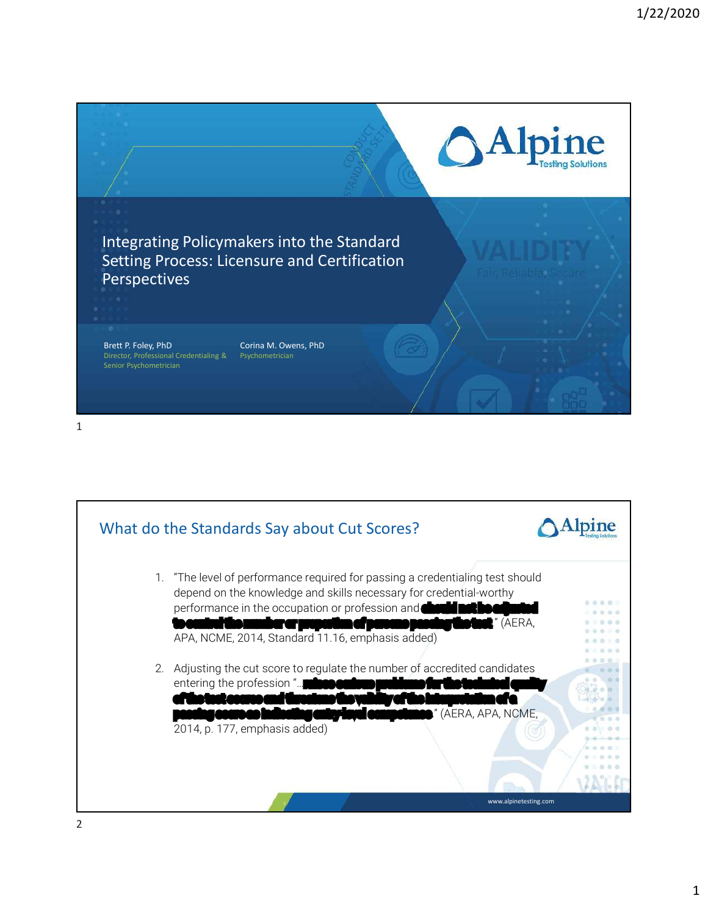# Integrating Policymakers into the Standard Setting Process: Licensure and Certification Perspectives

Brett P. Foley, PhD
Director, Professional Credentialing & Senior Psychometrician

Corina M. Owens, PhD
Psychometrician

## What do the Standards Say about Cut Scores?

1. "The level of performance required for passing a credentialing test should depend on the knowledge and skills necessary for credential-worthy performance in the occupation or profession and **should not be adjusted to control the number or proportion of persons passing the test**." (AERA, APA, NCME, 2014, Standard 11.16, emphasis added)

2. Adjusting the cut score to regulate the number of accredited candidates entering the profession "…**raises serious problems for the technical quality of the test scores and threatens the validity of the interpretation of a passing score as indicating entry-level competence**." (AERA, APA, NCME, 2014, p. 177, emphasis added)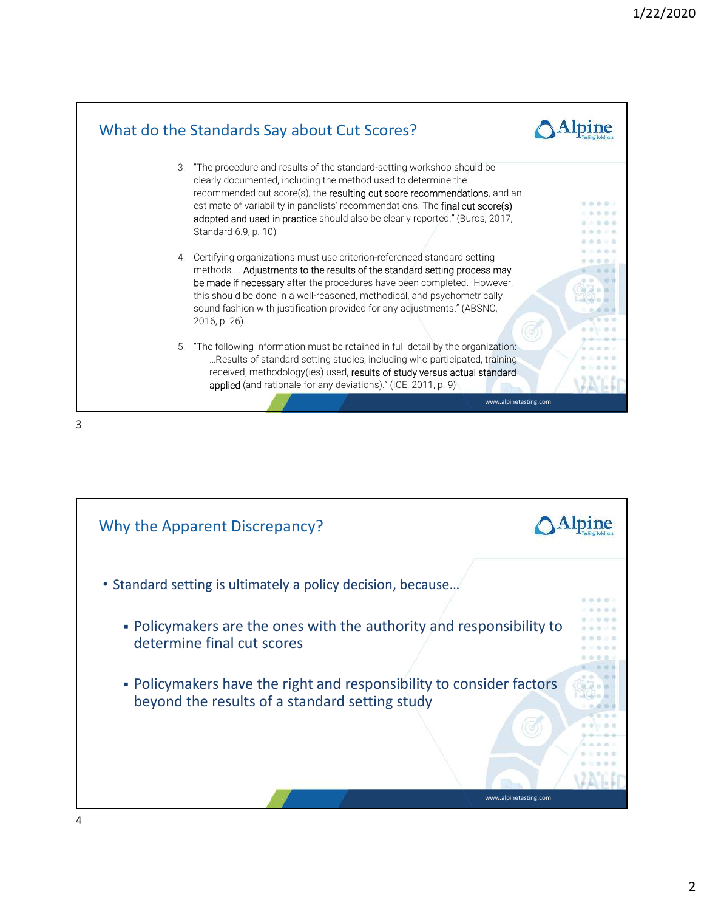## What do the Standards Say about Cut Scores?

3. "The procedure and results of the standard-setting workshop should be clearly documented, including the method used to determine the recommended cut score(s), the resulting cut score recommendations, and an estimate of variability in panelists' recommendations. The final cut score(s) adopted and used in practice should also be clearly reported." (Buros, 2017, Standard 6.9, p. 10)

4. Certifying organizations must use criterion-referenced standard setting methods.... Adjustments to the results of the standard setting process may be made if necessary after the procedures have been completed. However, this should be done in a well-reasoned, methodical, and psychometrically sound fashion with justification provided for any adjustments." (ABSNC, 2016, p. 26).

5. "The following information must be retained in full detail by the organization: …Results of standard setting studies, including who participated, training received, methodology(ies) used, results of study versus actual standard applied (and rationale for any deviations)." (ICE, 2011, p. 9)

## Why the Apparent Discrepancy?

- Standard setting is ultimately a policy decision, because…
  - Policymakers are the ones with the authority and responsibility to determine final cut scores
  - Policymakers have the right and responsibility to consider factors beyond the results of a standard setting study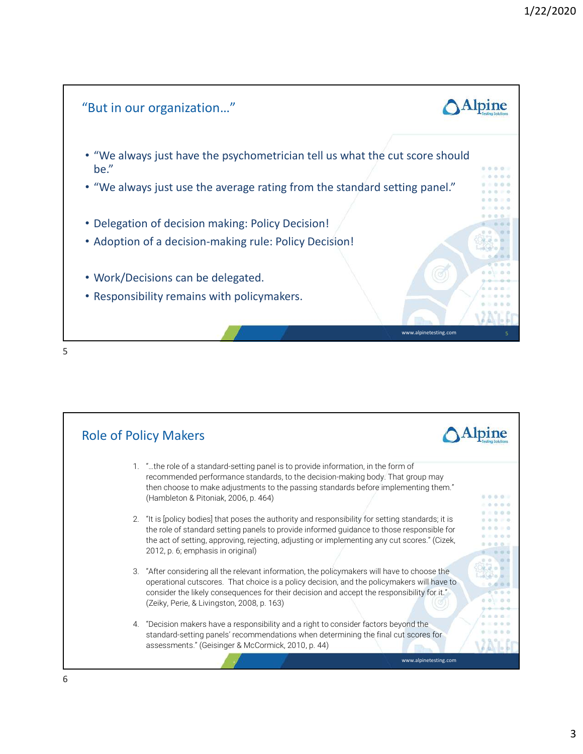## "But in our organization…"

- "We always just have the psychometrician tell us what the cut score should be."
- "We always just use the average rating from the standard setting panel."

- Delegation of decision making: Policy Decision!
- Adoption of a decision-making rule: Policy Decision!

- Work/Decisions can be delegated.
- Responsibility remains with policymakers.

## Role of Policy Makers

1. "…the role of a standard-setting panel is to provide information, in the form of recommended performance standards, to the decision-making body. That group may then choose to make adjustments to the passing standards before implementing them." (Hambleton & Pitoniak, 2006, p. 464)
2. "It is [policy bodies] that poses the authority and responsibility for setting standards; it is the role of standard setting panels to provide informed guidance to those responsible for the act of setting, approving, rejecting, adjusting or implementing any cut scores." (Cizek, 2012, p. 6; emphasis in original)
3. "After considering all the relevant information, the policymakers will have to choose the operational cutscores. That choice is a policy decision, and the policymakers will have to consider the likely consequences for their decision and accept the responsibility for it." (Zeiky, Perie, & Livingston, 2008, p. 163)
4. "Decision makers have a responsibility and a right to consider factors beyond the standard-setting panels' recommendations when determining the final cut scores for assessments." (Geisinger & McCormick, 2010, p. 44)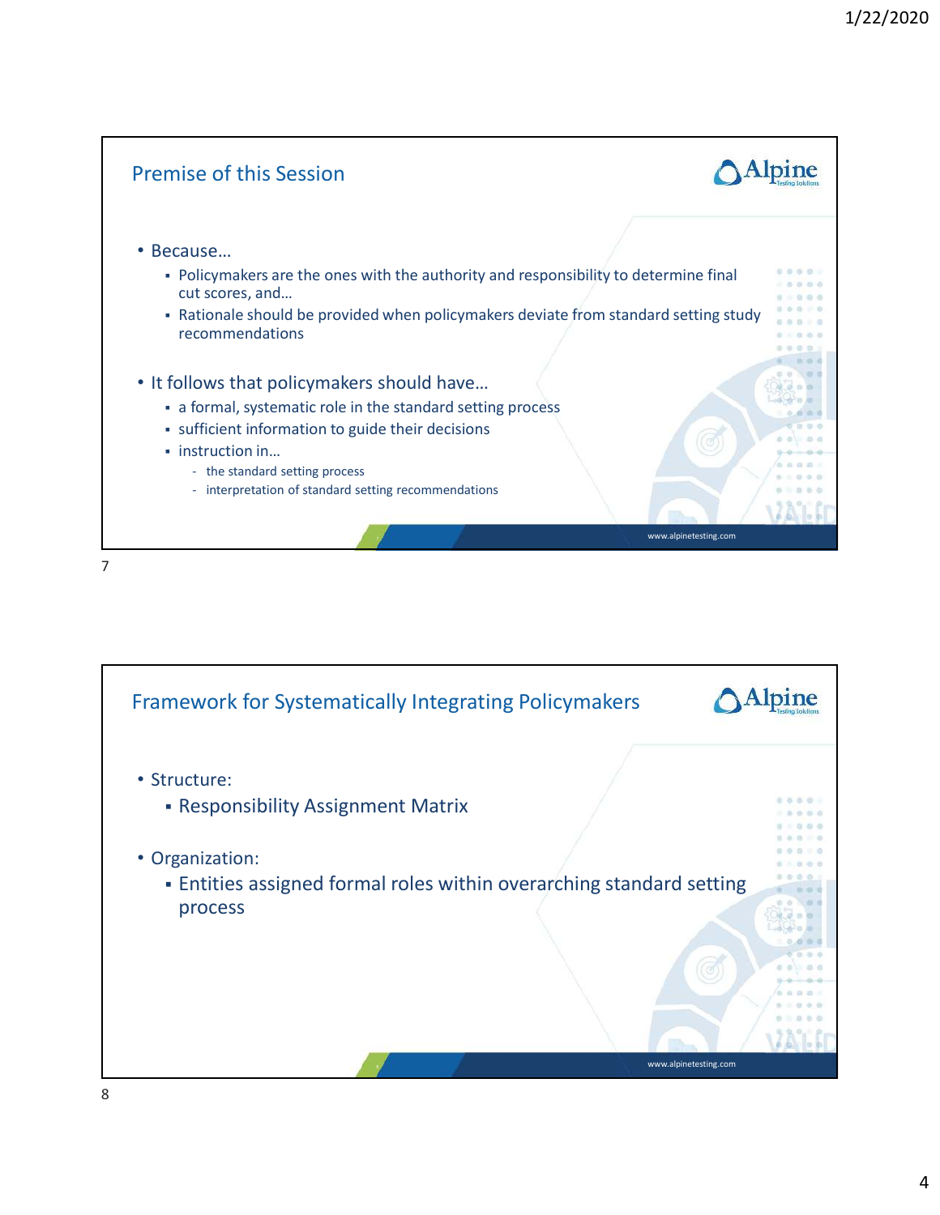## Premise of this Session

- Because…
  - Policymakers are the ones with the authority and responsibility to determine final cut scores, and…
  - Rationale should be provided when policymakers deviate from standard setting study recommendations
- It follows that policymakers should have…
  - a formal, systematic role in the standard setting process
  - sufficient information to guide their decisions
  - instruction in…
    - the standard setting process
    - interpretation of standard setting recommendations

## Framework for Systematically Integrating Policymakers

- Structure:
  - Responsibility Assignment Matrix
- Organization:
  - Entities assigned formal roles within overarching standard setting process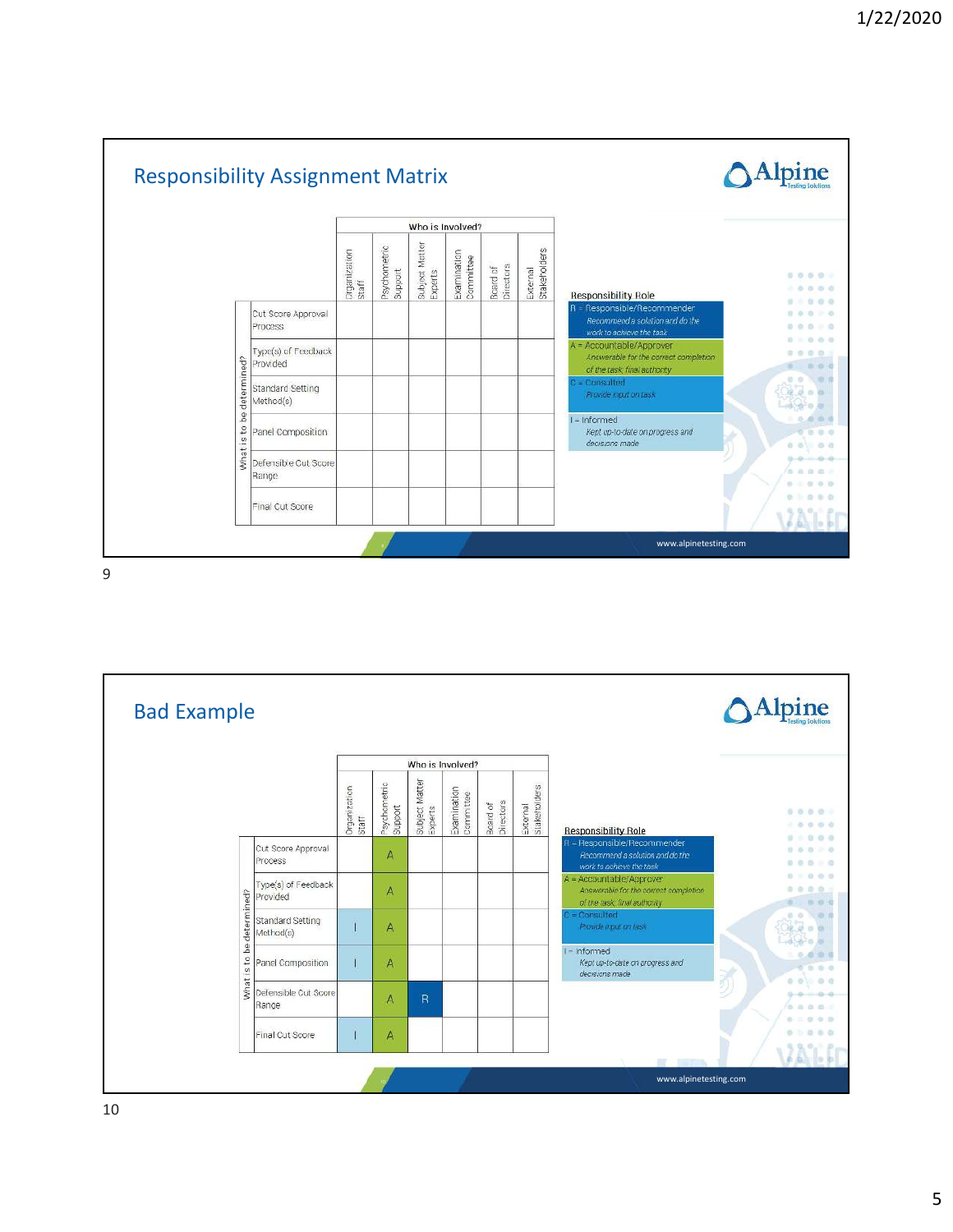## Responsibility Assignment Matrix

| What is to be determined? | Organization Staff | Psychometric Support | Subject Matter Experts | Examination Committee | Board of Directors | External Stakeholders |
|---|---|---|---|---|---|---|
| Cut Score Approval Process | | | | | | |
| Type(s) of Feedback Provided | | | | | | |
| Standard Setting Method(s) | | | | | | |
| Panel Composition | | | | | | |
| Defensible Cut Score Range | | | | | | |
| Final Cut Score | | | | | | |

**Responsibility Role**

- R = Responsible/Recommender
  - *Recommend a solution and do the work to achieve the task*
- A = Accountable/Approver
  - *Answerable for the correct completion of the task, final authority*
- C = Consulted
  - *Provide input on task*
- I = Informed
  - *Kept up-to-date on progress and decisions made*

www.alpinetesting.com

## Bad Example

| What is to be determined? | Organization Staff | Psychometric Support | Subject Matter Experts | Examination Committee | Board of Directors | External Stakeholders |
|---|---|---|---|---|---|---|
| Cut Score Approval Process | | A | | | | |
| Type(s) of Feedback Provided | | A | | | | |
| Standard Setting Method(s) | I | A | | | | |
| Panel Composition | I | A | | | | |
| Defensible Cut Score Range | | A | R | | | |
| Final Cut Score | I | A | | | | |

**Responsibility Role**

- R = Responsible/Recommender
  - *Recommend a solution and do the work to achieve the task*
- A = Accountable/Approver
  - *Answerable for the correct completion of the task, final authority*
- C = Consulted
  - *Provide input on task*
- I = Informed
  - *Kept up-to-date on progress and decisions made*

www.alpinetesting.com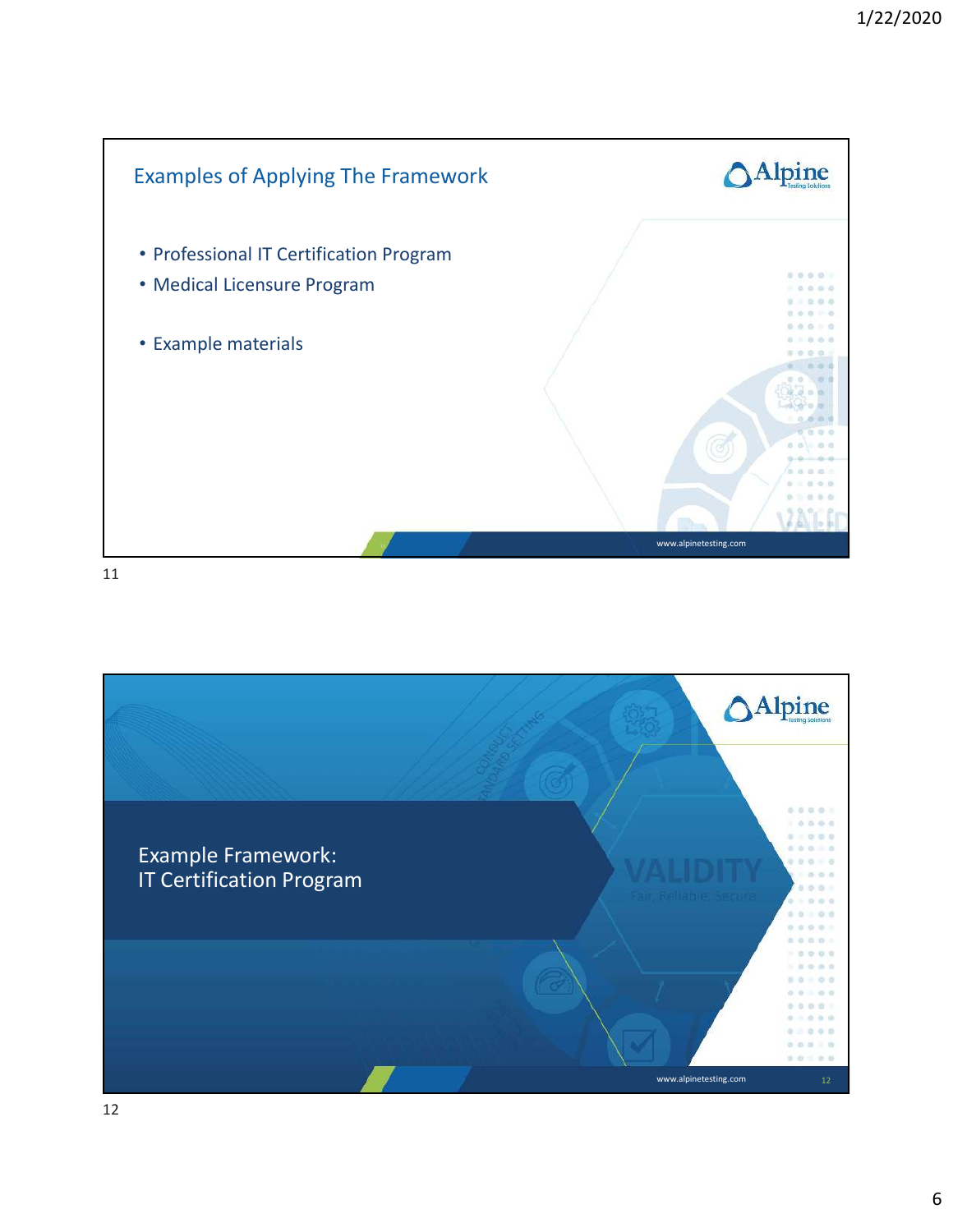## Examples of Applying The Framework

- Professional IT Certification Program
- Medical Licensure Program
- Example materials

## Example Framework: IT Certification Program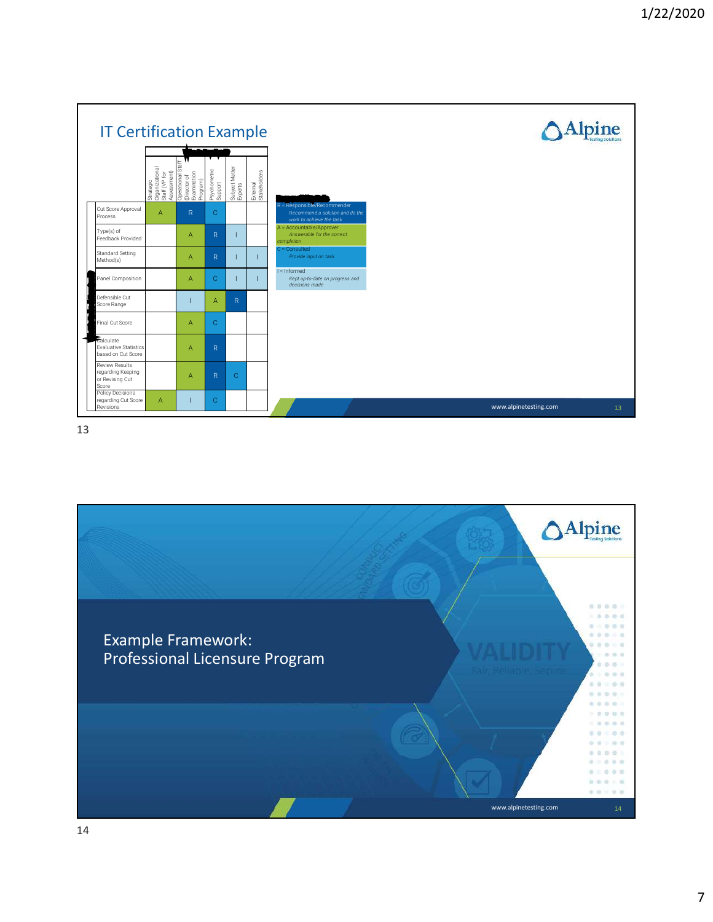## IT Certification Example

| | Strategic Organizational Staff (VP for Assessment) | Operational Staff (Director of Examination Program) | Psychometric Support | Subject Matter Experts | External Stakeholders |
|---|---|---|---|---|---|
| Cut Score Approval Process | A | R | C | | |
| Type(s) of Feedback Provided | | A | R | I | |
| Standard Setting Method(s) | | A | R | I | I |
| Panel Composition | | A | C | I | I |
| Defensible Cut Score Range | | I | A | R | |
| Final Cut Score | | A | C | | |
| Calculate Evaluative Statistics based on Cut Score | | A | R | | |
| Review Results regarding Keeping or Revising Cut Score | | A | R | C | |
| Policy Decisions regarding Cut Score Revisions | A | I | C | | |

- R = Responsible/Recommender
  - *Recommend a solution and do the work to achieve the task*
- A = Accountable/Approver
  - *Answerable for the correct completion*
- C = Consulted
  - *Provide input on task*
- I = Informed
  - *Kept up-to-date on progress and decisions made*

www.alpinetesting.com

## Example Framework: Professional Licensure Program

www.alpinetesting.com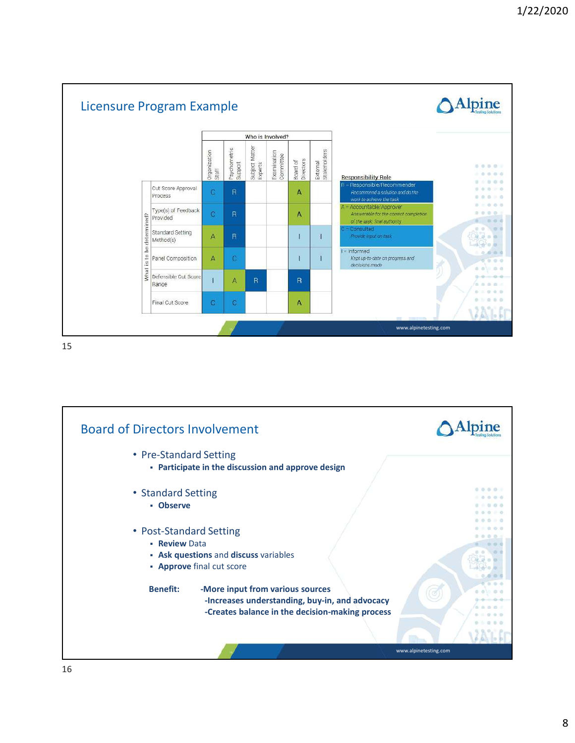## Licensure Program Example

| What is to be determined? | Organization Staff | Psychometric Support | Subject Matter Experts | Examination Committee | Board of Directors | External Stakeholders |
|---|---|---|---|---|---|---|
| Cut Score Approval Process | C | R | | | A | |
| Type(s) of Feedback Provided | C | R | | | A | |
| Standard Setting Method(s) | A | R | | | I | I |
| Panel Composition | A | C | | | I | I |
| Defensible Cut Score Range | I | A | R | | R | |
| Final Cut Score | C | C | | | A | |

**Responsibility Role**

- R = Responsible/Recommender — *Recommend a solution and do the work to achieve the task*
- A = Accountable/Approver — *Answerable for the correct completion of the task; final authority*
- C = Consulted — *Provide input on task*
- I = Informed — *Kept up-to-date on progress and decisions made*

## Board of Directors Involvement

- Pre-Standard Setting
  - **Participate in the discussion and approve design**
- Standard Setting
  - **Observe**
- Post-Standard Setting
  - **Review** Data
  - **Ask questions** and **discuss** variables
  - **Approve** final cut score

**Benefit:**
**-More input from various sources**
**-Increases understanding, buy-in, and advocacy**
**-Creates balance in the decision-making process**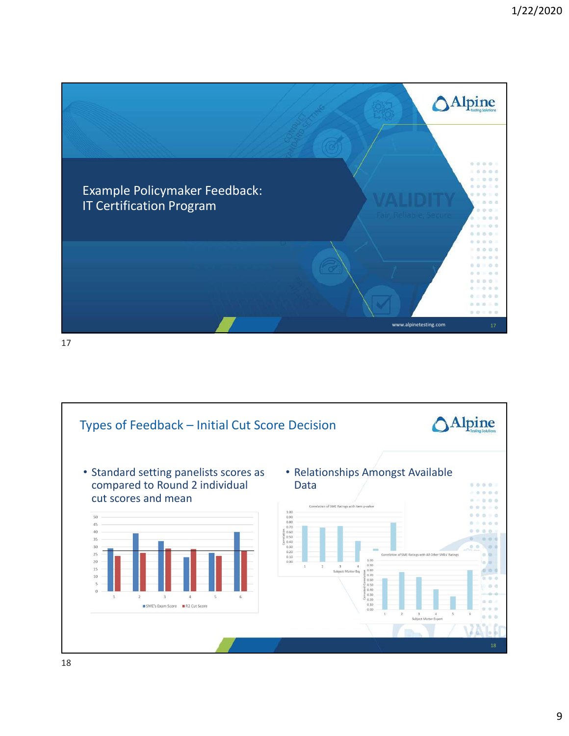## Example Policymaker Feedback: IT Certification Program

## Types of Feedback – Initial Cut Score Decision

- Standard setting panelists scores as compared to Round 2 individual cut scores and mean
- Relationships Amongst Available Data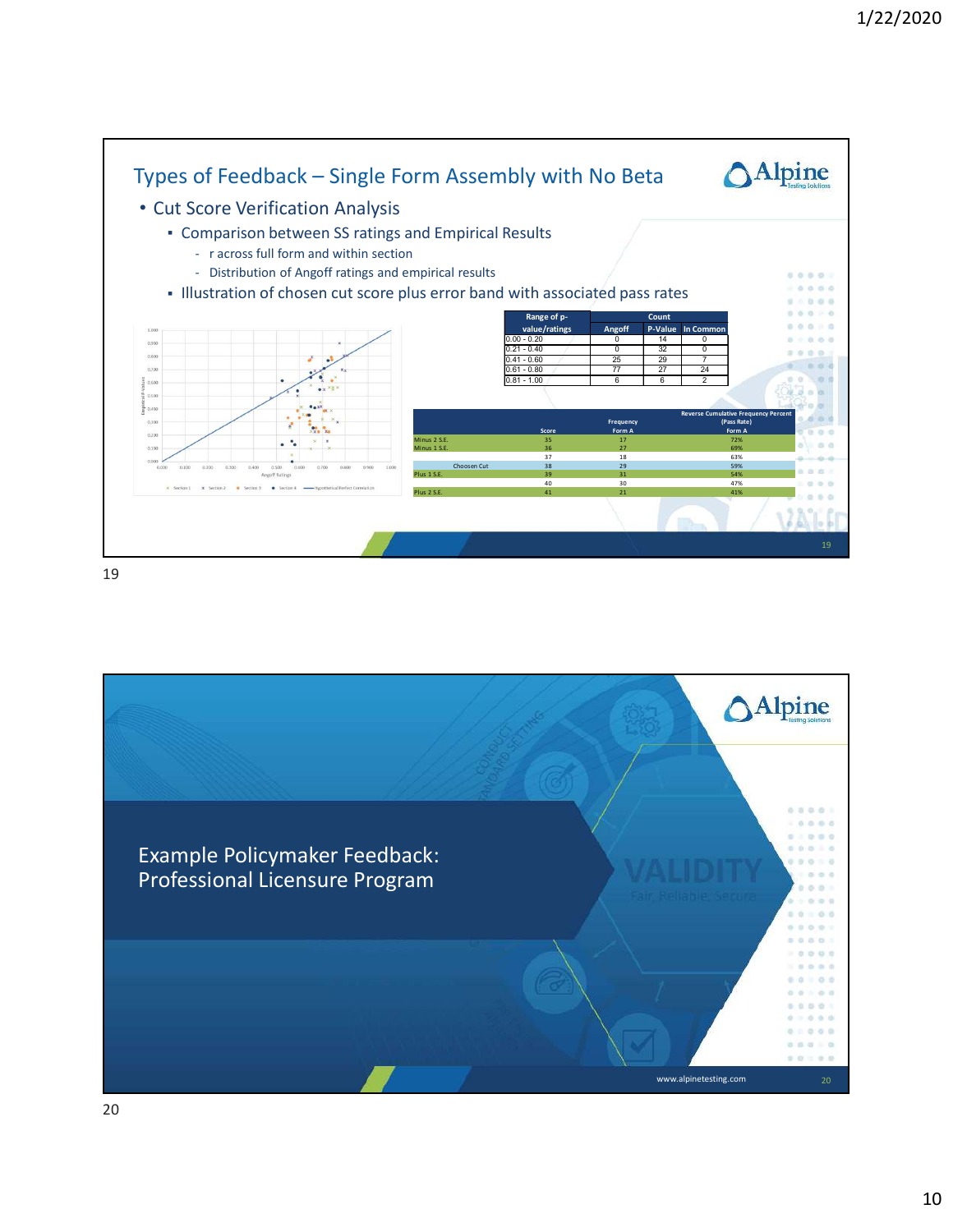## Types of Feedback – Single Form Assembly with No Beta

- Cut Score Verification Analysis
  - Comparison between SS ratings and Empirical Results
    - r across full form and within section
    - Distribution of Angoff ratings and empirical results
  - Illustration of chosen cut score plus error band with associated pass rates

| Range of p-value/ratings | Angoff | P-Value | In Common |
|---|---|---|---|
| 0.00 - 0.20 | 0 | 14 | 0 |
| 0.21 - 0.40 | 0 | 32 | 0 |
| 0.41 - 0.60 | 25 | 29 | 7 |
| 0.61 - 0.80 | 77 | 27 | 24 |
| 0.81 - 1.00 | 6 | 6 | 2 |

| | Score | Frequency Form A | Reverse Cumulative Frequency Percent (Pass Rate) Form A |
|---|---|---|---|
| Minus 2 S.E. | 35 | 17 | 72% |
| Minus 1 S.E. | 36 | 27 | 69% |
| | 37 | 18 | 63% |
| Choosen Cut | 38 | 29 | 59% |
| Plus 1 S.E. | 39 | 31 | 54% |
| | 40 | 30 | 47% |
| Plus 2 S.E. | 41 | 21 | 41% |

## Example Policymaker Feedback: Professional Licensure Program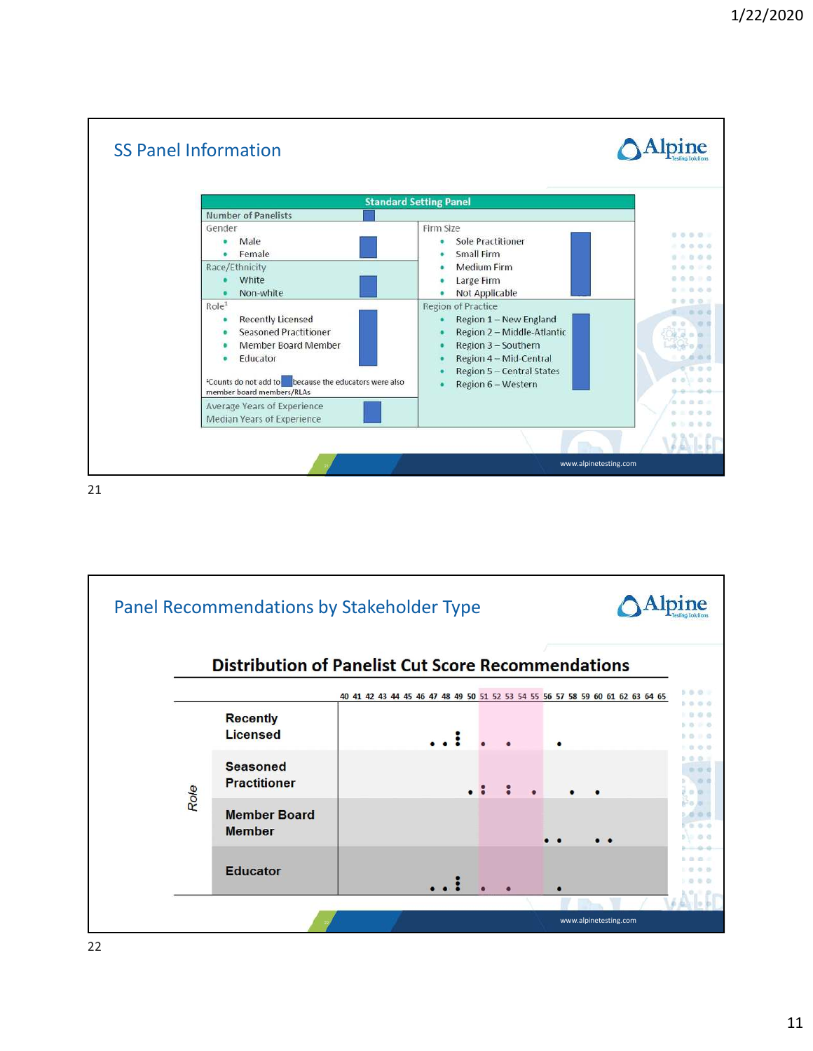## SS Panel Information

| Standard Setting Panel | |
|---|---|
| Number of Panelists | |
| Gender<br>• Male<br>• Female | Firm Size<br>• Sole Practitioner<br>• Small Firm<br>• Medium Firm<br>• Large Firm<br>• Not Applicable |
| Race/Ethnicity<br>• White<br>• Non-white | |
| Role[1]<br>• Recently Licensed<br>• Seasoned Practitioner<br>• Member Board Member<br>• Educator<br><br>[1]Counts do not add to because the educators were also member board members/RLAs | Region of Practice<br>• Region 1 – New England<br>• Region 2 – Middle-Atlantic<br>• Region 3 – Southern<br>• Region 4 – Mid-Central<br>• Region 5 – Central States<br>• Region 6 – Western |
| Average Years of Experience<br>Median Years of Experience | |

www.alpinetesting.com

## Panel Recommendations by Stakeholder Type

### Distribution of Panelist Cut Score Recommendations

Role: Recently Licensed; Seasoned Practitioner; Member Board Member; Educator

Scale: 40 41 42 43 44 45 46 47 48 49 50 51 52 53 54 55 56 57 58 59 60 61 62 63 64 65

www.alpinetesting.com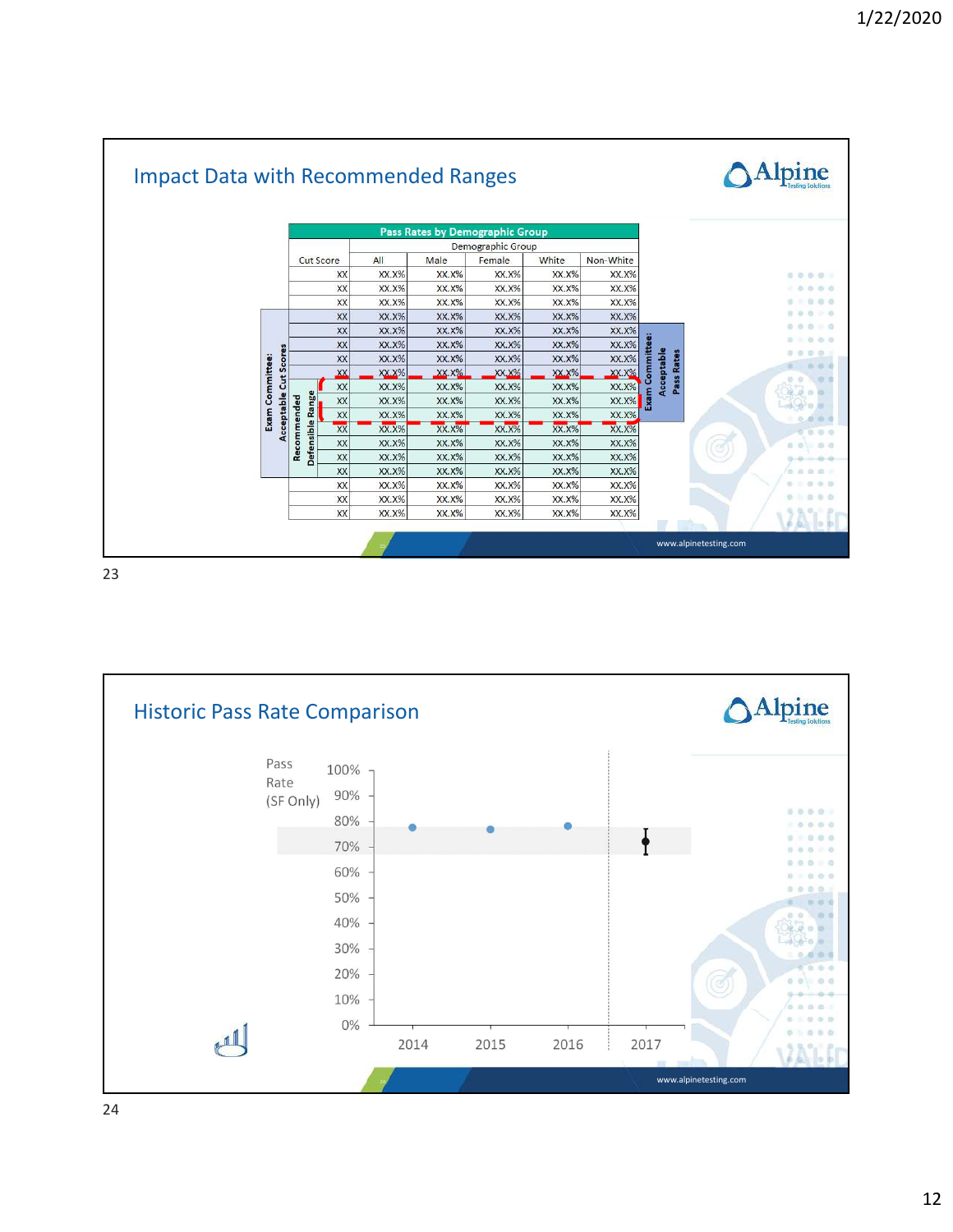## Impact Data with Recommended Ranges

**Pass Rates by Demographic Group**

| Cut Score | All | Male | Female | White | Non-White |
|---|---|---|---|---|---|
| | Demographic Group | | | | |
| XX | XX.X% | XX.X% | XX.X% | XX.X% | XX.X% |
| XX | XX.X% | XX.X% | XX.X% | XX.X% | XX.X% |
| XX | XX.X% | XX.X% | XX.X% | XX.X% | XX.X% |
| XX | XX.X% | XX.X% | XX.X% | XX.X% | XX.X% |
| XX | XX.X% | XX.X% | XX.X% | XX.X% | XX.X% |
| XX | XX.X% | XX.X% | XX.X% | XX.X% | XX.X% |
| XX | XX.X% | XX.X% | XX.X% | XX.X% | XX.X% |
| XX | XX.X% | XX.X% | XX.X% | XX.X% | XX.X% |
| XX | XX.X% | XX.X% | XX.X% | XX.X% | XX.X% |
| XX | XX.X% | XX.X% | XX.X% | XX.X% | XX.X% |
| XX | XX.X% | XX.X% | XX.X% | XX.X% | XX.X% |
| XX | XX.X% | XX.X% | XX.X% | XX.X% | XX.X% |
| XX | XX.X% | XX.X% | XX.X% | XX.X% | XX.X% |
| XX | XX.X% | XX.X% | XX.X% | XX.X% | XX.X% |
| XX | XX.X% | XX.X% | XX.X% | XX.X% | XX.X% |
| XX | XX.X% | XX.X% | XX.X% | XX.X% | XX.X% |
| XX | XX.X% | XX.X% | XX.X% | XX.X% | XX.X% |
| XX | XX.X% | XX.X% | XX.X% | XX.X% | XX.X% |

Exam Committee: Acceptable Cut Scores

Recommended Defensible Range

Exam Committee: Acceptable Pass Rates

www.alpinetestingsolutions.com

## Historic Pass Rate Comparison

Pass Rate (SF Only)

100%, 90%, 80%, 70%, 60%, 50%, 40%, 30%, 20%, 10%, 0%

2014, 2015, 2016, 2017

www.alpinetestingsolutions.com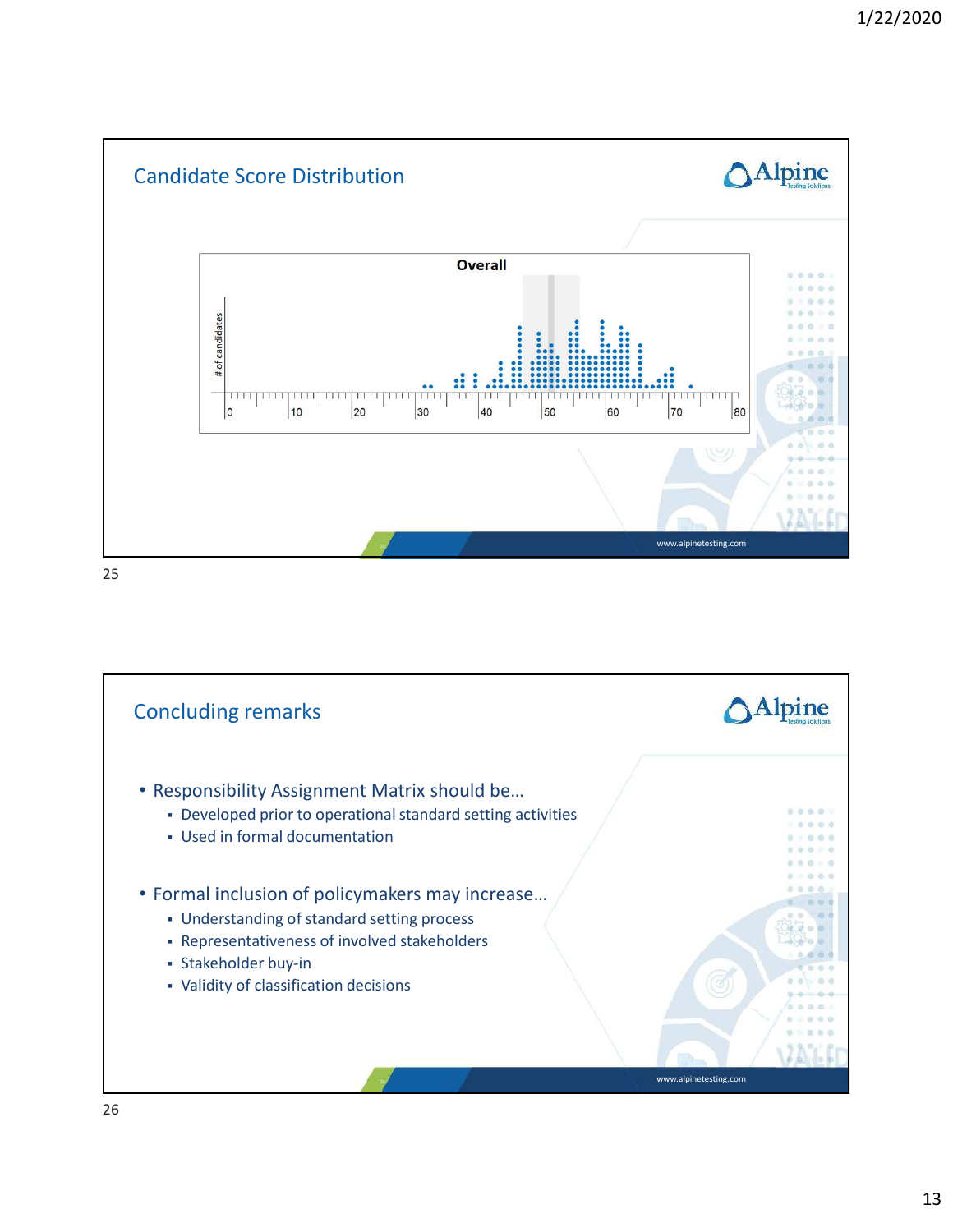## Candidate Score Distribution

**Overall**

\# of candidates

0 10 20 30 40 50 60 70 80

## Concluding remarks

- Responsibility Assignment Matrix should be…
  - Developed prior to operational standard setting activities
  - Used in formal documentation
- Formal inclusion of policymakers may increase…
  - Understanding of standard setting process
  - Representativeness of involved stakeholders
  - Stakeholder buy-in
  - Validity of classification decisions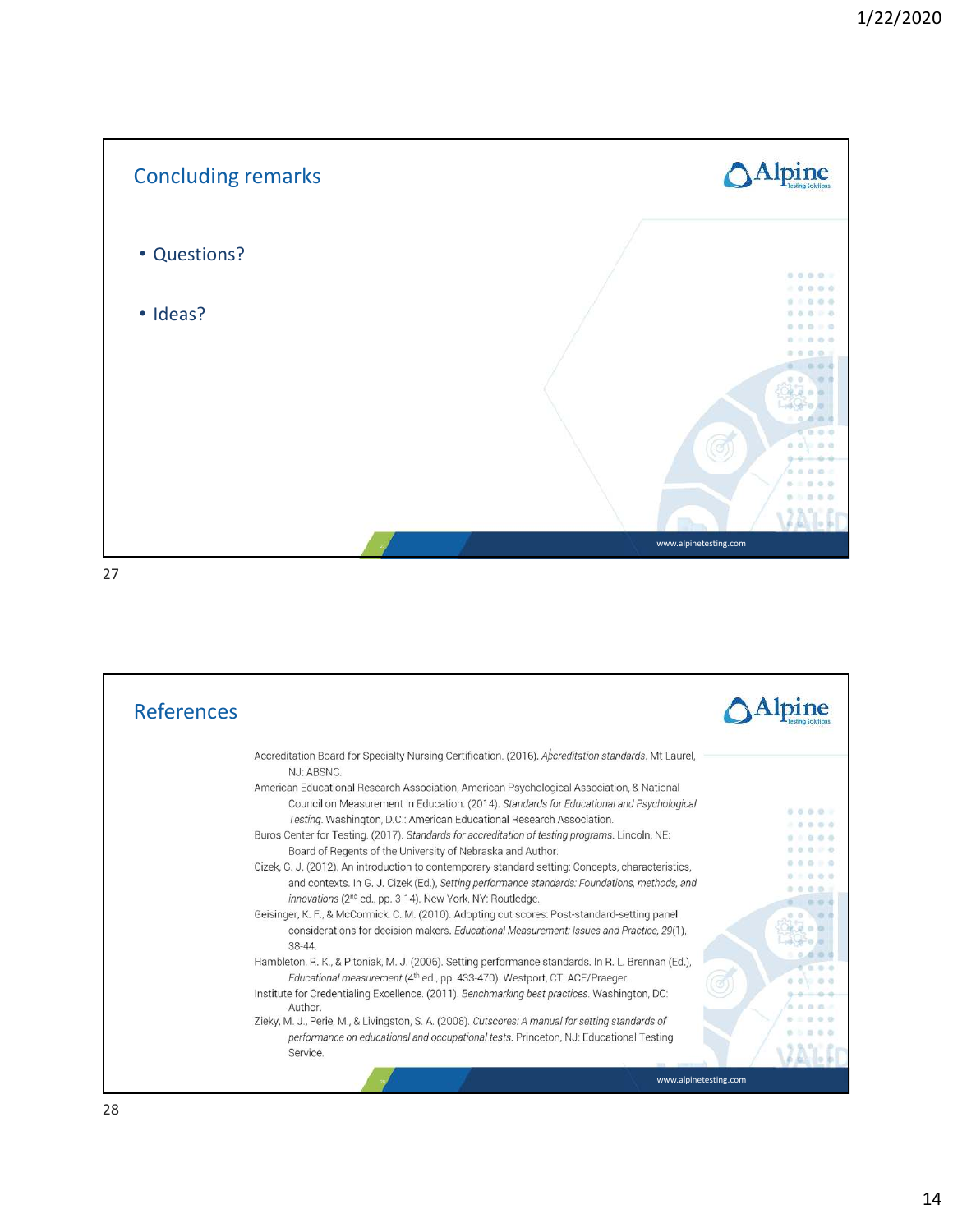## Concluding remarks

- Questions?
- Ideas?

## References

Accreditation Board for Specialty Nursing Certification. (2016). *Accreditation standards.* Mt Laurel, NJ: ABSNC.

American Educational Research Association, American Psychological Association, & National Council on Measurement in Education. (2014). *Standards for Educational and Psychological Testing.* Washington, D.C.: American Educational Research Association.

Buros Center for Testing. (2017). *Standards for accreditation of testing programs.* Lincoln, NE: Board of Regents of the University of Nebraska and Author.

Cizek, G. J. (2012). An introduction to contemporary standard setting: Concepts, characteristics, and contexts. In G. J. Cizek (Ed.), *Setting performance standards: Foundations, methods, and innovations* (2nd ed., pp. 3-14). New York, NY: Routledge.

Geisinger, K. F., & McCormick, C. M. (2010). Adopting cut scores: Post-standard-setting panel considerations for decision makers. *Educational Measurement: Issues and Practice, 29*(1), 38-44.

Hambleton, R. K., & Pitoniak, M. J. (2006). Setting performance standards. In R. L. Brennan (Ed.), *Educational measurement* (4th ed., pp. 433-470). Westport, CT: ACE/Praeger.

Institute for Credentialing Excellence. (2011). *Benchmarking best practices.* Washington, DC: Author.

Zieky, M. J., Perie, M., & Livingston, S. A. (2008). *Cutscores: A manual for setting standards of performance on educational and occupational tests.* Princeton, NJ: Educational Testing Service.